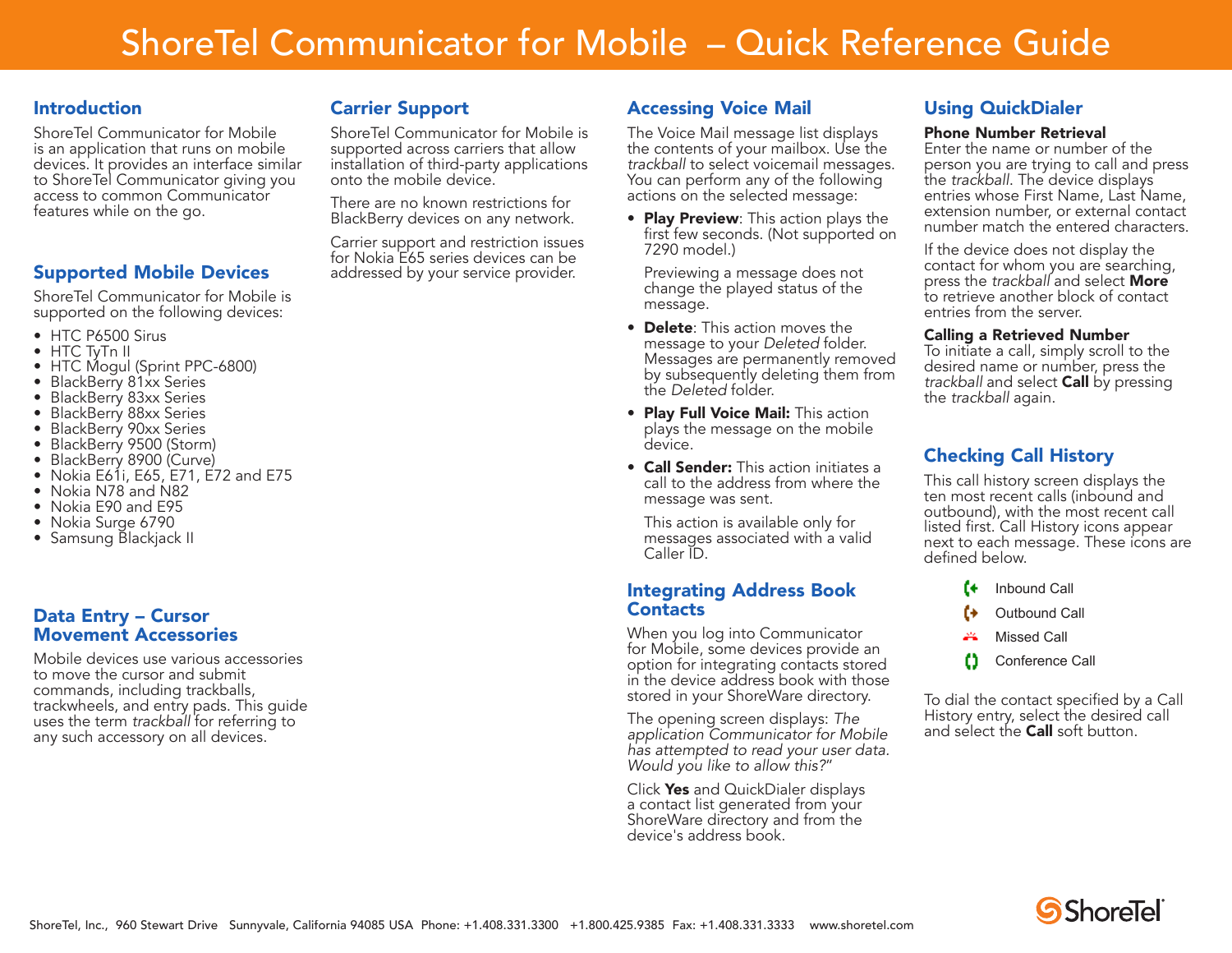# ShoreTel Communicator for Mobile – Quick Reference Guide

## Introduction

ShoreTel Communicator for Mobile is an application that runs on mobile devices. It provides an interface similar to ShoreTel Communicator giving you access to common Communicator features while on the go.

## Supported Mobile Devices

ShoreTel Communicator for Mobile is supported on the following devices:

- HTC P6500 Sirus
- HTC TyTn II
- HTC Mogul (Sprint PPC-6800)
- BlackBerry 81xx Series
- BlackBerry 83xx Series
- BlackBerry 88xx Series
- BlackBerry 90xx Series
- BlackBerry 9500 (Storm)
- BlackBerry 8900 (Curve)
- Nokia E61i, E65, E71, E72 and E75
- Nokia N78 and N82
- Nokia E90 and E95
- Nokia Surge 6790
- Samsung Blackjack II

## Data Entry – Cursor Movement Accessories

Mobile devices use various accessories to move the cursor and submit commands, including trackballs, trackwheels, and entry pads. This guide uses the term *trackball* for referring to any such accessory on all devices.

## Carrier Support

ShoreTel Communicator for Mobile is supported across carriers that allow installation of third-party applications onto the mobile device.

There are no known restrictions for BlackBerry devices on any network.

Carrier support and restriction issues for Nokia E65 series devices can be addressed by your service provider.

## Accessing Voice Mail

The Voice Mail message list displays the contents of your mailbox. Use the *trackball* to select voicemail messages. You can perform any of the following actions on the selected message:

- **Play Preview**: This action plays the first few seconds. (Not supported on 7290 model.)

  Previewing a message does not change the played status of the message.

- **Delete**: This action moves the message to your *Deleted* folder. Messages are permanently removed by subsequently deleting them from the *Deleted* folder.

- **Play Full Voice Mail:** This action plays the message on the mobile device.

- **Call Sender:** This action initiates a call to the address from where the message was sent.

  This action is available only for messages associated with a valid Caller ID.

## Integrating Address Book Contacts

When you log into Communicator for Mobile, some devices provide an option for integrating contacts stored in the device address book with those stored in your ShoreWare directory.

The opening screen displays: *The application Communicator for Mobile has attempted to read your user data. Would you like to allow this?*"

Click **Yes** and QuickDialer displays a contact list generated from your ShoreWare directory and from the device's address book.

## Using QuickDialer

### Phone Number Retrieval

Enter the name or number of the person you are trying to call and press the *trackball*. The device displays entries whose First Name, Last Name, extension number, or external contact number match the entered characters.

If the device does not display the contact for whom you are searching, press the *trackball* and select **More** to retrieve another block of contact entries from the server.

### Calling a Retrieved Number

To initiate a call, simply scroll to the desired name or number, press the *trackball* and select **Call** by pressing the *trackball* again.

## Checking Call History

This call history screen displays the ten most recent calls (inbound and outbound), with the most recent call listed first. Call History icons appear next to each message. These icons are defined below.

- Inbound Call
- Outbound Call
- Missed Call
- Conference Call

To dial the contact specified by a Call History entry, select the desired call and select the **Call** soft button.

ShoreTel, Inc., 960 Stewart Drive Sunnyvale, California 94085 USA Phone: +1.408.331.3300 +1.800.425.9385 Fax: +1.408.331.3333 www.shoretel.com

ShoreTel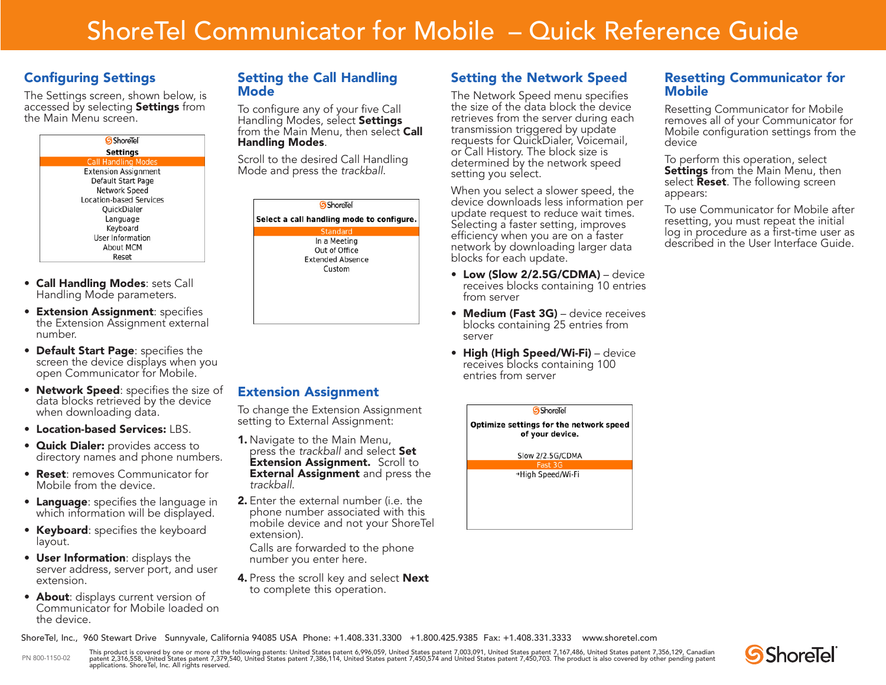# ShoreTel Communicator for Mobile – Quick Reference Guide

## Configuring Settings

The Settings screen, shown below, is accessed by selecting **Settings** from the Main Menu screen.

ShoreTel
Settings
Call Handling Modes
Extension Assignment
Default Start Page
Network Speed
Location-based Services
QuickDialer
Language
Keyboard
User Information
About MCM
Reset

- **Call Handling Modes**: sets Call Handling Mode parameters.
- **Extension Assignment**: specifies the Extension Assignment external number.
- **Default Start Page**: specifies the screen the device displays when you open Communicator for Mobile.
- **Network Speed**: specifies the size of data blocks retrieved by the device when downloading data.
- **Location-based Services:** LBS.
- **Quick Dialer:** provides access to directory names and phone numbers.
- **Reset**: removes Communicator for Mobile from the device.
- **Language**: specifies the language in which information will be displayed.
- **Keyboard**: specifies the keyboard layout.
- **User Information**: displays the server address, server port, and user extension.
- **About**: displays current version of Communicator for Mobile loaded on the device.

## Setting the Call Handling Mode

To configure any of your five Call Handling Modes, select **Settings** from the Main Menu, then select **Call Handling Modes**.

Scroll to the desired Call Handling Mode and press the *trackball*.

ShoreTel
Select a call handling mode to configure.
Standard
In a Meeting
Out of Office
Extended Absence
Custom

## Extension Assignment

To change the Extension Assignment setting to External Assignment:

1. Navigate to the Main Menu, press the *trackball* and select **Set Extension Assignment.** Scroll to **External Assignment** and press the *trackball*.
2. Enter the external number (i.e. the phone number associated with this mobile device and not your ShoreTel extension).

   Calls are forwarded to the phone number you enter here.
4. Press the scroll key and select **Next** to complete this operation.

## Setting the Network Speed

The Network Speed menu specifies the size of the data block the device retrieves from the server during each transmission triggered by update requests for QuickDialer, Voicemail, or Call History. The block size is determined by the network speed setting you select.

When you select a slower speed, the device downloads less information per update request to reduce wait times. Selecting a faster setting, improves efficiency when you are on a faster network by downloading larger data blocks for each update.

- **Low (Slow 2/2.5G/CDMA)** – device receives blocks containing 10 entries from server
- **Medium (Fast 3G)** – device receives blocks containing 25 entries from server
- **High (High Speed/Wi-Fi)** – device receives blocks containing 100 entries from server

ShoreTel
Optimize settings for the network speed of your device.
Slow 2/2.5G/CDMA
Fast 3G
High Speed/Wi-Fi

## Resetting Communicator for Mobile

Resetting Communicator for Mobile removes all of your Communicator for Mobile configuration settings from the device

To perform this operation, select **Settings** from the Main Menu, then select **Reset**. The following screen appears:

To use Communicator for Mobile after resetting, you must repeat the initial log in procedure as a first-time user as described in the User Interface Guide.

ShoreTel, Inc., 960 Stewart Drive Sunnyvale, California 94085 USA Phone: +1.408.331.3300 +1.800.425.9385 Fax: +1.408.331.3333 www.shoretel.com

PN 800-1150-02

This product is covered by one or more of the following patents: United States patent 6,996,059, United States patent 7,003,091, United States patent 7,167,486, United States patent 7,356,129, Canadian patent 2,316,558, United States patent 7,379,540, United States patent 7,386,114, United States patent 7,450,574 and United States patent 7,450,703. The product is also covered by other pending patent applications. ShoreTel, Inc. All rights reserved.

ShoreTel